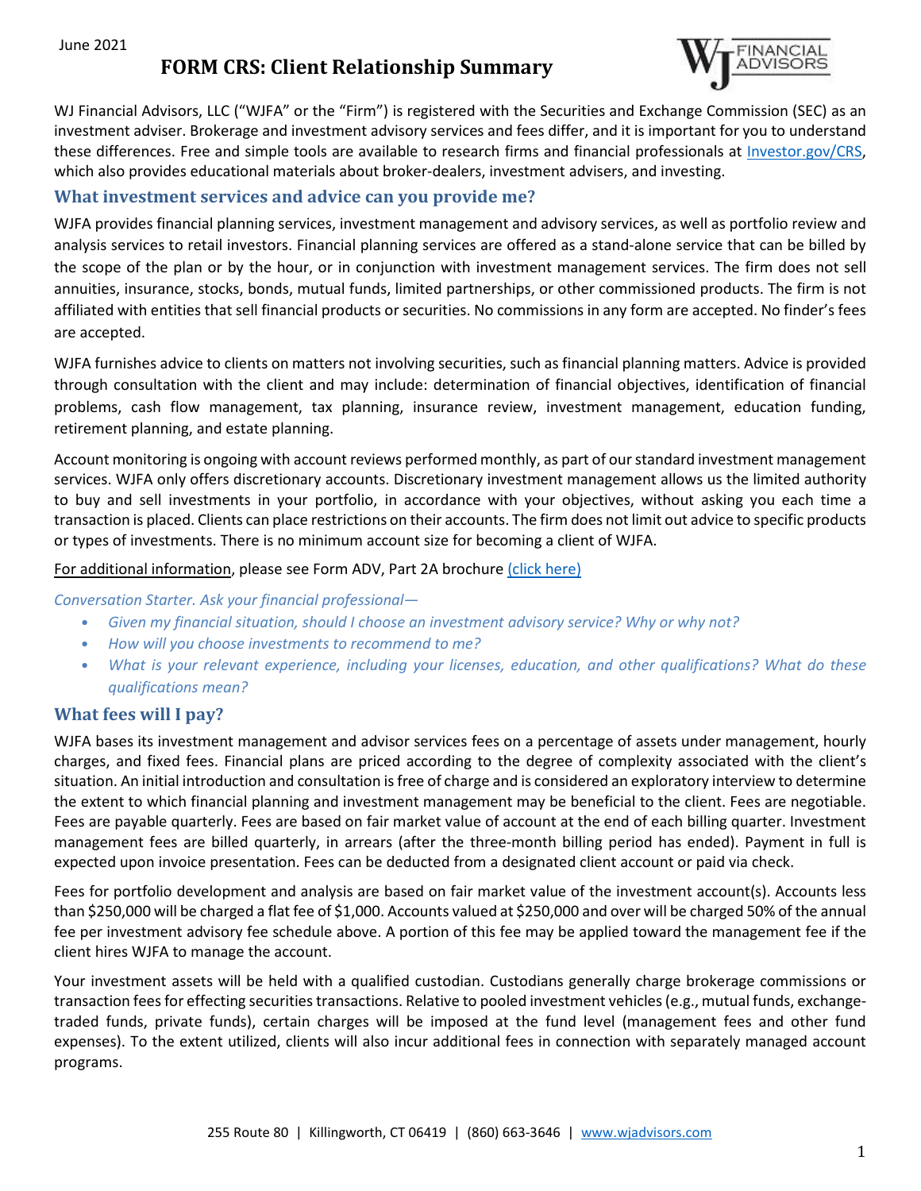June 2021

# FORM CRS: Client Relationship Summary

WJ Financial Advisors, LLC ("WJFA" or the "Firm") is registered with the Securities and Exchange Commission (SEC) as an investment adviser. Brokerage and investment advisory services and fees differ, and it is important for you to understand these differences. Free and simple tools are available to research firms and financial professionals at [Investor.gov/CRS](Investor.gov/CRS), which also provides educational materials about broker-dealers, investment advisers, and investing.

## What investment services and advice can you provide me?

WJFA provides financial planning services, investment management and advisory services, as well as portfolio review and analysis services to retail investors. Financial planning services are offered as a stand-alone service that can be billed by the scope of the plan or by the hour, or in conjunction with investment management services. The firm does not sell annuities, insurance, stocks, bonds, mutual funds, limited partnerships, or other commissioned products. The firm is not affiliated with entities that sell financial products or securities. No commissions in any form are accepted. No finder's fees are accepted.

WJFA furnishes advice to clients on matters not involving securities, such as financial planning matters. Advice is provided through consultation with the client and may include: determination of financial objectives, identification of financial problems, cash flow management, tax planning, insurance review, investment management, education funding, retirement planning, and estate planning.

Account monitoring is ongoing with account reviews performed monthly, as part of our standard investment management services. WJFA only offers discretionary accounts. Discretionary investment management allows us the limited authority to buy and sell investments in your portfolio, in accordance with your objectives, without asking you each time a transaction is placed. Clients can place restrictions on their accounts. The firm does not limit out advice to specific products or types of investments. There is no minimum account size for becoming a client of WJFA.

For additional information, please see Form ADV, Part 2A brochure (click here)

*Conversation Starter. Ask your financial professional—*

- *Given my financial situation, should I choose an investment advisory service? Why or why not?*
- *How will you choose investments to recommend to me?*
- *What is your relevant experience, including your licenses, education, and other qualifications? What do these qualifications mean?*

## What fees will I pay?

WJFA bases its investment management and advisor services fees on a percentage of assets under management, hourly charges, and fixed fees. Financial plans are priced according to the degree of complexity associated with the client's situation. An initial introduction and consultation is free of charge and is considered an exploratory interview to determine the extent to which financial planning and investment management may be beneficial to the client. Fees are negotiable. Fees are payable quarterly. Fees are based on fair market value of account at the end of each billing quarter. Investment management fees are billed quarterly, in arrears (after the three-month billing period has ended). Payment in full is expected upon invoice presentation. Fees can be deducted from a designated client account or paid via check.

Fees for portfolio development and analysis are based on fair market value of the investment account(s). Accounts less than $250,000 will be charged a flat fee of $1,000. Accounts valued at $250,000 and over will be charged 50% of the annual fee per investment advisory fee schedule above. A portion of this fee may be applied toward the management fee if the client hires WJFA to manage the account.

Your investment assets will be held with a qualified custodian. Custodians generally charge brokerage commissions or transaction fees for effecting securities transactions. Relative to pooled investment vehicles (e.g., mutual funds, exchange-traded funds, private funds), certain charges will be imposed at the fund level (management fees and other fund expenses). To the extent utilized, clients will also incur additional fees in connection with separately managed account programs.

255 Route 80 | Killingworth, CT 06419 | (860) 663-3646 | [www.wjadvisors.com](www.wjadvisors.com)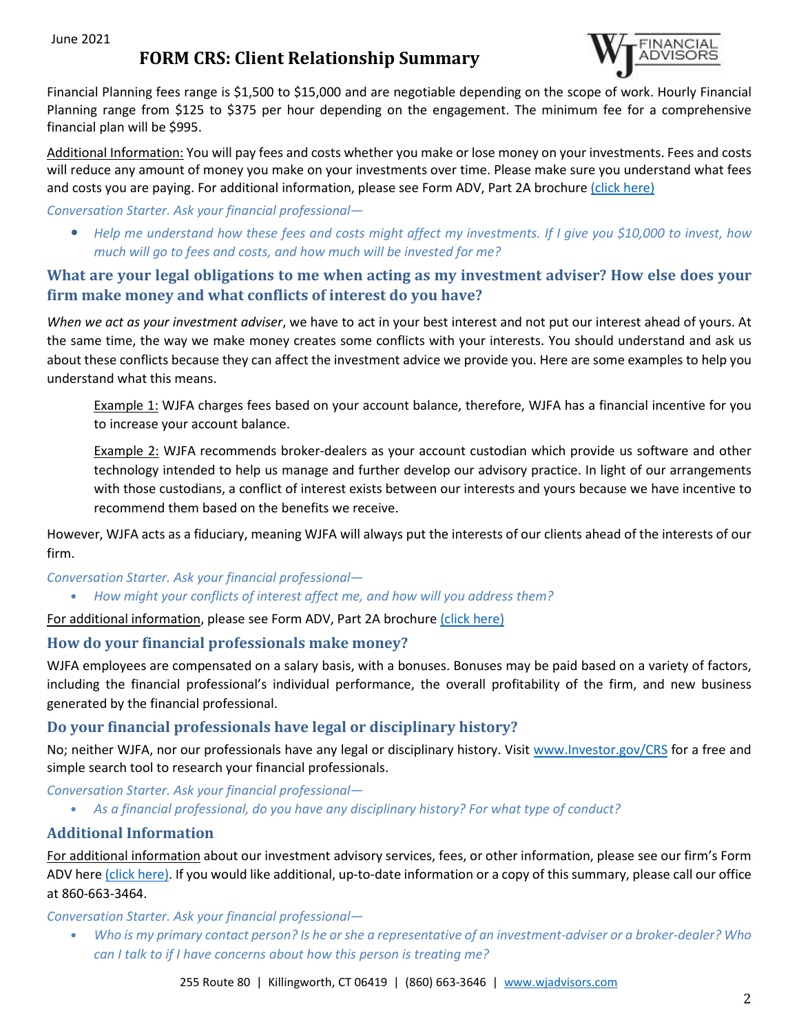Financial Planning fees range is $1,500 to $15,000 and are negotiable depending on the scope of work. Hourly Financial Planning range from $125 to $375 per hour depending on the engagement. The minimum fee for a comprehensive financial plan will be $995.

Additional Information: You will pay fees and costs whether you make or lose money on your investments. Fees and costs will reduce any amount of money you make on your investments over time. Please make sure you understand what fees and costs you are paying. For additional information, please see Form ADV, Part 2A brochure (click here)

*Conversation Starter. Ask your financial professional—*

- *Help me understand how these fees and costs might affect my investments. If I give you $10,000 to invest, how much will go to fees and costs, and how much will be invested for me?*

## What are your legal obligations to me when acting as my investment adviser? How else does your firm make money and what conflicts of interest do you have?

*When we act as your investment adviser*, we have to act in your best interest and not put our interest ahead of yours. At the same time, the way we make money creates some conflicts with your interests. You should understand and ask us about these conflicts because they can affect the investment advice we provide you. Here are some examples to help you understand what this means.

Example 1: WJFA charges fees based on your account balance, therefore, WJFA has a financial incentive for you to increase your account balance.

Example 2: WJFA recommends broker-dealers as your account custodian which provide us software and other technology intended to help us manage and further develop our advisory practice. In light of our arrangements with those custodians, a conflict of interest exists between our interests and yours because we have incentive to recommend them based on the benefits we receive.

However, WJFA acts as a fiduciary, meaning WJFA will always put the interests of our clients ahead of the interests of our firm.

*Conversation Starter. Ask your financial professional—*

- *How might your conflicts of interest affect me, and how will you address them?*

For additional information, please see Form ADV, Part 2A brochure (click here)

## How do your financial professionals make money?

WJFA employees are compensated on a salary basis, with a bonuses. Bonuses may be paid based on a variety of factors, including the financial professional's individual performance, the overall profitability of the firm, and new business generated by the financial professional.

## Do your financial professionals have legal or disciplinary history?

No; neither WJFA, nor our professionals have any legal or disciplinary history. Visit www.Investor.gov/CRS for a free and simple search tool to research your financial professionals.

*Conversation Starter. Ask your financial professional—*

- *As a financial professional, do you have any disciplinary history? For what type of conduct?*

## Additional Information

For additional information about our investment advisory services, fees, or other information, please see our firm's Form ADV here (click here). If you would like additional, up-to-date information or a copy of this summary, please call our office at 860-663-3464.

*Conversation Starter. Ask your financial professional—*

- *Who is my primary contact person? Is he or she a representative of an investment-adviser or a broker-dealer? Who can I talk to if I have concerns about how this person is treating me?*

255 Route 80 | Killingworth, CT 06419 | (860) 663-3646 | www.wjadvisors.com